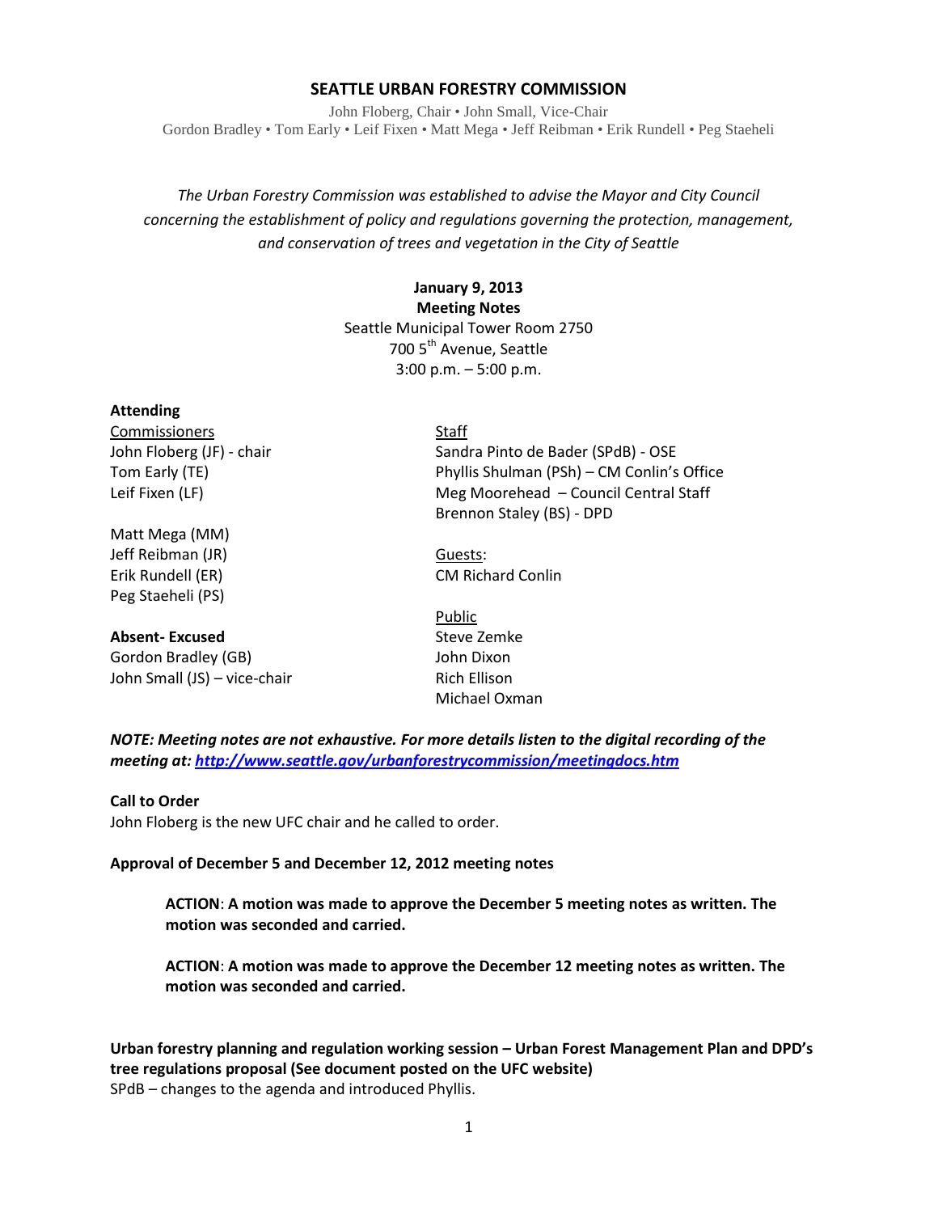# SEATTLE URBAN FORESTRY COMMISSION

John Floberg, Chair • John Small, Vice-Chair
Gordon Bradley • Tom Early • Leif Fixen • Matt Mega • Jeff Reibman • Erik Rundell • Peg Staeheli

*The Urban Forestry Commission was established to advise the Mayor and City Council concerning the establishment of policy and regulations governing the protection, management, and conservation of trees and vegetation in the City of Seattle*

**January 9, 2013**
**Meeting Notes**
Seattle Municipal Tower Room 2750
700 5th Avenue, Seattle
3:00 p.m. – 5:00 p.m.

**Attending**

Commissioners
John Floberg (JF) - chair
Tom Early (TE)
Leif Fixen (LF)
Matt Mega (MM)
Jeff Reibman (JR)
Erik Rundell (ER)
Peg Staeheli (PS)

**Absent- Excused**
Gordon Bradley (GB)
John Small (JS) – vice-chair

Staff
Sandra Pinto de Bader (SPdB) - OSE
Phyllis Shulman (PSh) – CM Conlin's Office
Meg Moorehead – Council Central Staff
Brennon Staley (BS) - DPD

Guests:
CM Richard Conlin

Public
Steve Zemke
John Dixon
Rich Ellison
Michael Oxman

***NOTE: Meeting notes are not exhaustive. For more details listen to the digital recording of the meeting at: http://www.seattle.gov/urbanforestrycommission/meetingdocs.htm***

**Call to Order**
John Floberg is the new UFC chair and he called to order.

**Approval of December 5 and December 12, 2012 meeting notes**

> **ACTION**: **A motion was made to approve the December 5 meeting notes as written. The motion was seconded and carried.**
>
> **ACTION**: **A motion was made to approve the December 12 meeting notes as written. The motion was seconded and carried.**

**Urban forestry planning and regulation working session – Urban Forest Management Plan and DPD's tree regulations proposal (See document posted on the UFC website)**
SPdB – changes to the agenda and introduced Phyllis.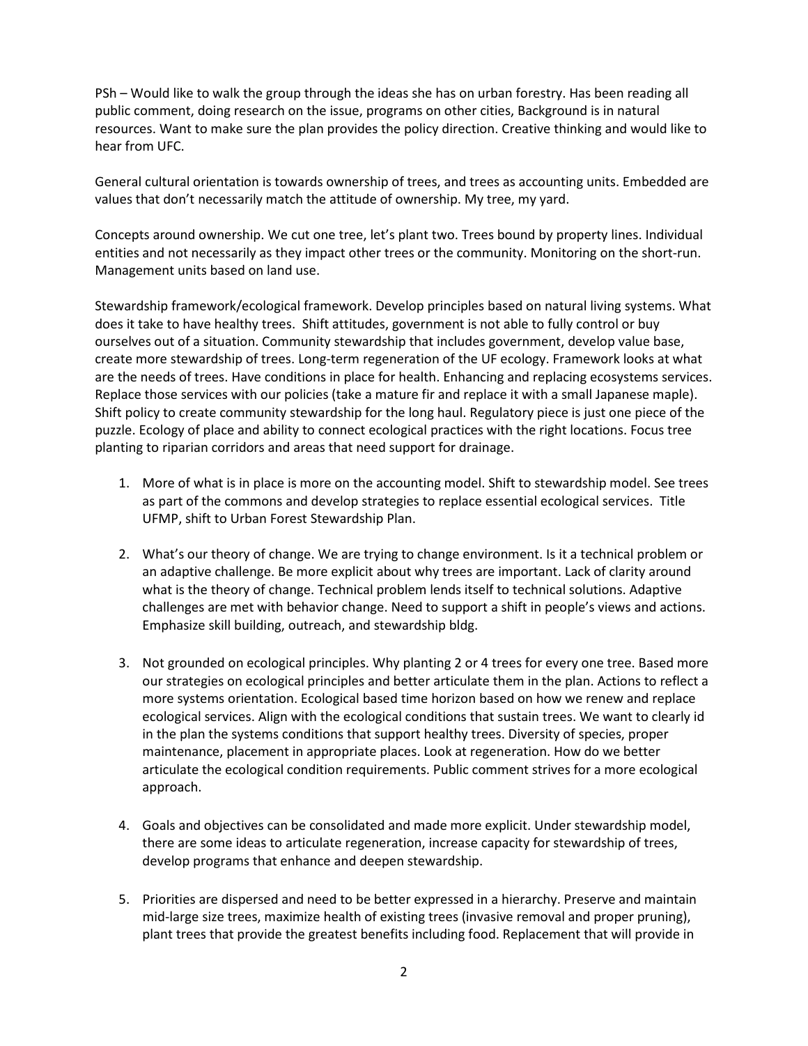PSh – Would like to walk the group through the ideas she has on urban forestry. Has been reading all public comment, doing research on the issue, programs on other cities, Background is in natural resources. Want to make sure the plan provides the policy direction. Creative thinking and would like to hear from UFC.

General cultural orientation is towards ownership of trees, and trees as accounting units. Embedded are values that don't necessarily match the attitude of ownership. My tree, my yard.

Concepts around ownership. We cut one tree, let's plant two. Trees bound by property lines. Individual entities and not necessarily as they impact other trees or the community. Monitoring on the short-run. Management units based on land use.

Stewardship framework/ecological framework. Develop principles based on natural living systems. What does it take to have healthy trees. Shift attitudes, government is not able to fully control or buy ourselves out of a situation. Community stewardship that includes government, develop value base, create more stewardship of trees. Long-term regeneration of the UF ecology. Framework looks at what are the needs of trees. Have conditions in place for health. Enhancing and replacing ecosystems services. Replace those services with our policies (take a mature fir and replace it with a small Japanese maple). Shift policy to create community stewardship for the long haul. Regulatory piece is just one piece of the puzzle. Ecology of place and ability to connect ecological practices with the right locations. Focus tree planting to riparian corridors and areas that need support for drainage.

1. More of what is in place is more on the accounting model. Shift to stewardship model. See trees as part of the commons and develop strategies to replace essential ecological services. Title UFMP, shift to Urban Forest Stewardship Plan.

2. What's our theory of change. We are trying to change environment. Is it a technical problem or an adaptive challenge. Be more explicit about why trees are important. Lack of clarity around what is the theory of change. Technical problem lends itself to technical solutions. Adaptive challenges are met with behavior change. Need to support a shift in people's views and actions. Emphasize skill building, outreach, and stewardship bldg.

3. Not grounded on ecological principles. Why planting 2 or 4 trees for every one tree. Based more our strategies on ecological principles and better articulate them in the plan. Actions to reflect a more systems orientation. Ecological based time horizon based on how we renew and replace ecological services. Align with the ecological conditions that sustain trees. We want to clearly id in the plan the systems conditions that support healthy trees. Diversity of species, proper maintenance, placement in appropriate places. Look at regeneration. How do we better articulate the ecological condition requirements. Public comment strives for a more ecological approach.

4. Goals and objectives can be consolidated and made more explicit. Under stewardship model, there are some ideas to articulate regeneration, increase capacity for stewardship of trees, develop programs that enhance and deepen stewardship.

5. Priorities are dispersed and need to be better expressed in a hierarchy. Preserve and maintain mid-large size trees, maximize health of existing trees (invasive removal and proper pruning), plant trees that provide the greatest benefits including food. Replacement that will provide in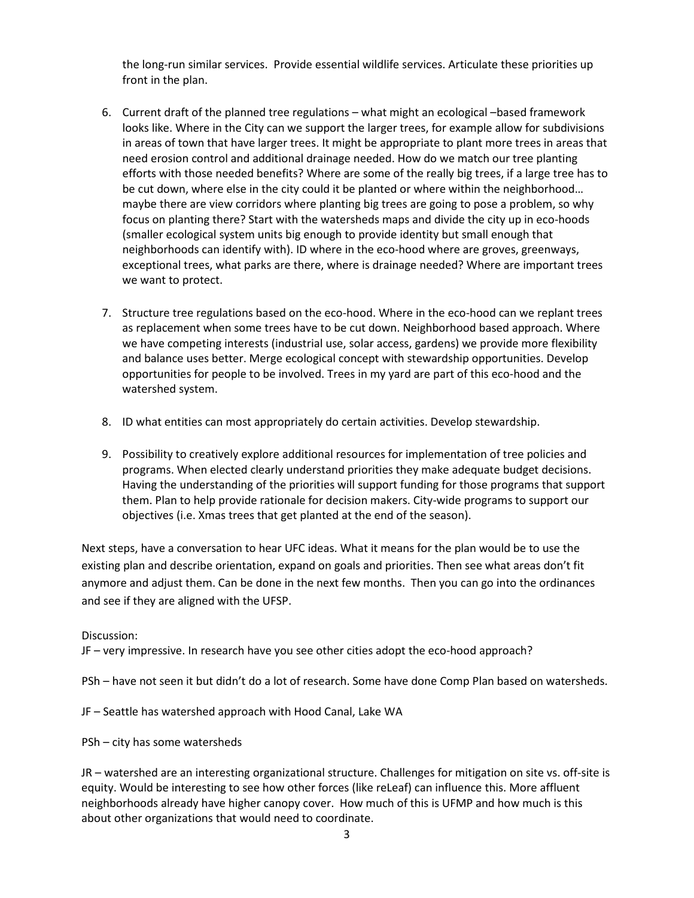the long-run similar services. Provide essential wildlife services. Articulate these priorities up front in the plan.

6. Current draft of the planned tree regulations – what might an ecological –based framework looks like. Where in the City can we support the larger trees, for example allow for subdivisions in areas of town that have larger trees. It might be appropriate to plant more trees in areas that need erosion control and additional drainage needed. How do we match our tree planting efforts with those needed benefits? Where are some of the really big trees, if a large tree has to be cut down, where else in the city could it be planted or where within the neighborhood… maybe there are view corridors where planting big trees are going to pose a problem, so why focus on planting there? Start with the watersheds maps and divide the city up in eco-hoods (smaller ecological system units big enough to provide identity but small enough that neighborhoods can identify with). ID where in the eco-hood where are groves, greenways, exceptional trees, what parks are there, where is drainage needed? Where are important trees we want to protect.

7. Structure tree regulations based on the eco-hood. Where in the eco-hood can we replant trees as replacement when some trees have to be cut down. Neighborhood based approach. Where we have competing interests (industrial use, solar access, gardens) we provide more flexibility and balance uses better. Merge ecological concept with stewardship opportunities. Develop opportunities for people to be involved. Trees in my yard are part of this eco-hood and the watershed system.

8. ID what entities can most appropriately do certain activities. Develop stewardship.

9. Possibility to creatively explore additional resources for implementation of tree policies and programs. When elected clearly understand priorities they make adequate budget decisions. Having the understanding of the priorities will support funding for those programs that support them. Plan to help provide rationale for decision makers. City-wide programs to support our objectives (i.e. Xmas trees that get planted at the end of the season).

Next steps, have a conversation to hear UFC ideas. What it means for the plan would be to use the existing plan and describe orientation, expand on goals and priorities. Then see what areas don't fit anymore and adjust them. Can be done in the next few months. Then you can go into the ordinances and see if they are aligned with the UFSP.

Discussion:

JF – very impressive. In research have you see other cities adopt the eco-hood approach?

PSh – have not seen it but didn't do a lot of research. Some have done Comp Plan based on watersheds.

JF – Seattle has watershed approach with Hood Canal, Lake WA

PSh – city has some watersheds

JR – watershed are an interesting organizational structure. Challenges for mitigation on site vs. off-site is equity. Would be interesting to see how other forces (like reLeaf) can influence this. More affluent neighborhoods already have higher canopy cover. How much of this is UFMP and how much is this about other organizations that would need to coordinate.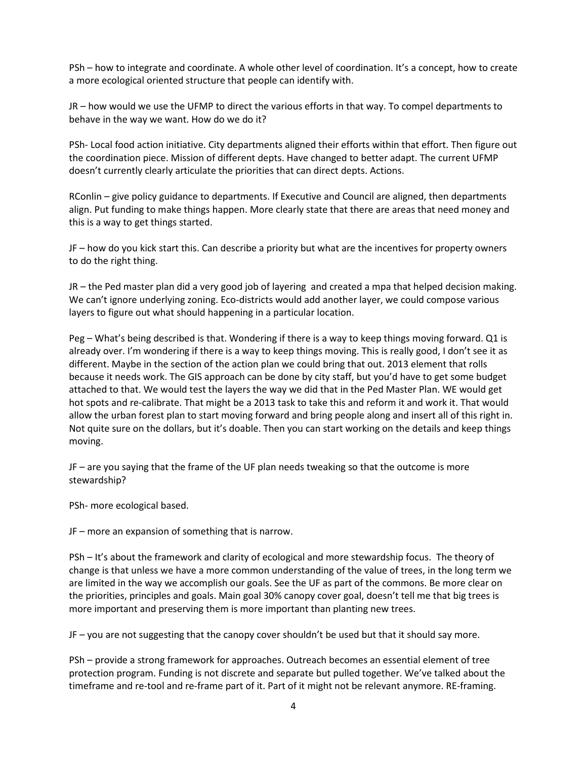PSh – how to integrate and coordinate. A whole other level of coordination. It's a concept, how to create a more ecological oriented structure that people can identify with.

JR – how would we use the UFMP to direct the various efforts in that way. To compel departments to behave in the way we want. How do we do it?

PSh- Local food action initiative. City departments aligned their efforts within that effort. Then figure out the coordination piece. Mission of different depts. Have changed to better adapt. The current UFMP doesn't currently clearly articulate the priorities that can direct depts. Actions.

RConlin – give policy guidance to departments. If Executive and Council are aligned, then departments align. Put funding to make things happen. More clearly state that there are areas that need money and this is a way to get things started.

JF – how do you kick start this. Can describe a priority but what are the incentives for property owners to do the right thing.

JR – the Ped master plan did a very good job of layering  and created a mpa that helped decision making. We can't ignore underlying zoning. Eco-districts would add another layer, we could compose various layers to figure out what should happening in a particular location.

Peg – What's being described is that. Wondering if there is a way to keep things moving forward. Q1 is already over. I'm wondering if there is a way to keep things moving. This is really good, I don't see it as different. Maybe in the section of the action plan we could bring that out. 2013 element that rolls because it needs work. The GIS approach can be done by city staff, but you'd have to get some budget attached to that. We would test the layers the way we did that in the Ped Master Plan. WE would get hot spots and re-calibrate. That might be a 2013 task to take this and reform it and work it. That would allow the urban forest plan to start moving forward and bring people along and insert all of this right in. Not quite sure on the dollars, but it's doable. Then you can start working on the details and keep things moving.

JF – are you saying that the frame of the UF plan needs tweaking so that the outcome is more stewardship?

PSh- more ecological based.

JF – more an expansion of something that is narrow.

PSh – It's about the framework and clarity of ecological and more stewardship focus.  The theory of change is that unless we have a more common understanding of the value of trees, in the long term we are limited in the way we accomplish our goals. See the UF as part of the commons. Be more clear on the priorities, principles and goals. Main goal 30% canopy cover goal, doesn't tell me that big trees is more important and preserving them is more important than planting new trees.

JF – you are not suggesting that the canopy cover shouldn't be used but that it should say more.

PSh – provide a strong framework for approaches. Outreach becomes an essential element of tree protection program. Funding is not discrete and separate but pulled together. We've talked about the timeframe and re-tool and re-frame part of it. Part of it might not be relevant anymore. RE-framing.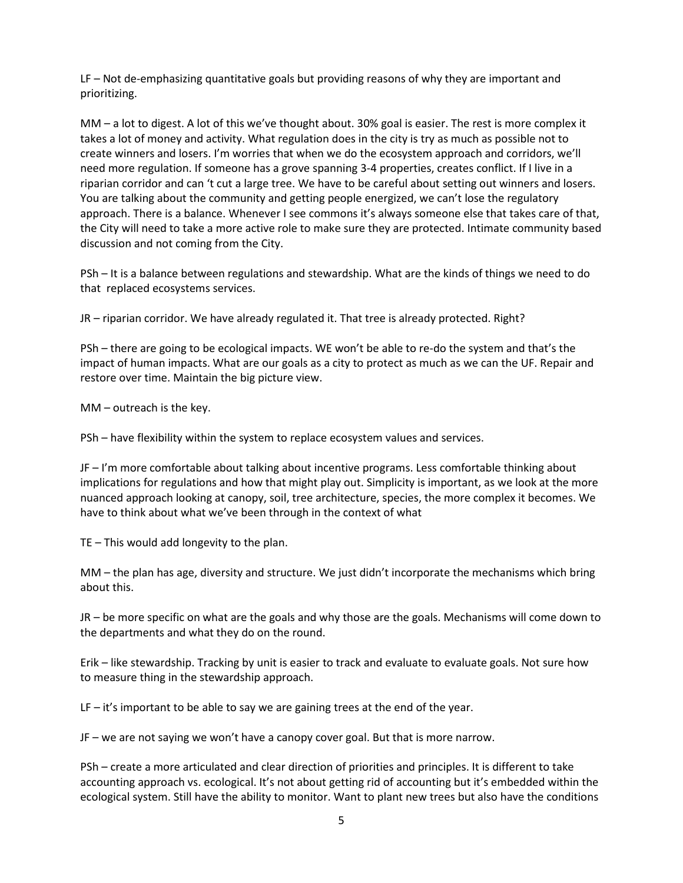LF – Not de-emphasizing quantitative goals but providing reasons of why they are important and prioritizing.

MM – a lot to digest. A lot of this we've thought about. 30% goal is easier. The rest is more complex it takes a lot of money and activity. What regulation does in the city is try as much as possible not to create winners and losers. I'm worries that when we do the ecosystem approach and corridors, we'll need more regulation. If someone has a grove spanning 3-4 properties, creates conflict. If I live in a riparian corridor and can 't cut a large tree. We have to be careful about setting out winners and losers. You are talking about the community and getting people energized, we can't lose the regulatory approach. There is a balance. Whenever I see commons it's always someone else that takes care of that, the City will need to take a more active role to make sure they are protected. Intimate community based discussion and not coming from the City.

PSh – It is a balance between regulations and stewardship. What are the kinds of things we need to do that replaced ecosystems services.

JR – riparian corridor. We have already regulated it. That tree is already protected. Right?

PSh – there are going to be ecological impacts. WE won't be able to re-do the system and that's the impact of human impacts. What are our goals as a city to protect as much as we can the UF. Repair and restore over time. Maintain the big picture view.

MM – outreach is the key.

PSh – have flexibility within the system to replace ecosystem values and services.

JF – I'm more comfortable about talking about incentive programs. Less comfortable thinking about implications for regulations and how that might play out. Simplicity is important, as we look at the more nuanced approach looking at canopy, soil, tree architecture, species, the more complex it becomes. We have to think about what we've been through in the context of what

TE – This would add longevity to the plan.

MM – the plan has age, diversity and structure. We just didn't incorporate the mechanisms which bring about this.

JR – be more specific on what are the goals and why those are the goals. Mechanisms will come down to the departments and what they do on the round.

Erik – like stewardship. Tracking by unit is easier to track and evaluate to evaluate goals. Not sure how to measure thing in the stewardship approach.

LF – it's important to be able to say we are gaining trees at the end of the year.

JF – we are not saying we won't have a canopy cover goal. But that is more narrow.

PSh – create a more articulated and clear direction of priorities and principles. It is different to take accounting approach vs. ecological. It's not about getting rid of accounting but it's embedded within the ecological system. Still have the ability to monitor. Want to plant new trees but also have the conditions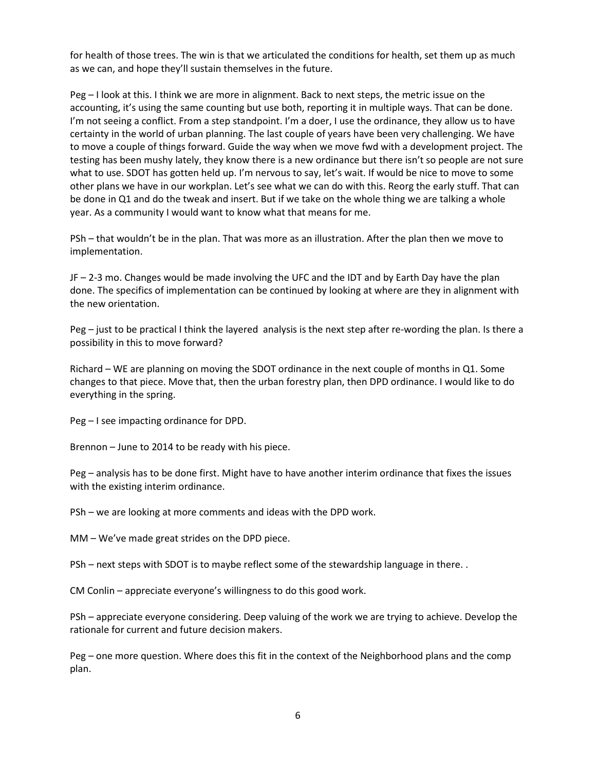for health of those trees. The win is that we articulated the conditions for health, set them up as much as we can, and hope they'll sustain themselves in the future.

Peg – I look at this. I think we are more in alignment. Back to next steps, the metric issue on the accounting, it's using the same counting but use both, reporting it in multiple ways. That can be done. I'm not seeing a conflict. From a step standpoint. I'm a doer, I use the ordinance, they allow us to have certainty in the world of urban planning. The last couple of years have been very challenging. We have to move a couple of things forward. Guide the way when we move fwd with a development project. The testing has been mushy lately, they know there is a new ordinance but there isn't so people are not sure what to use. SDOT has gotten held up. I'm nervous to say, let's wait. If would be nice to move to some other plans we have in our workplan. Let's see what we can do with this. Reorg the early stuff. That can be done in Q1 and do the tweak and insert. But if we take on the whole thing we are talking a whole year. As a community I would want to know what that means for me.

PSh – that wouldn't be in the plan. That was more as an illustration. After the plan then we move to implementation.

JF – 2-3 mo. Changes would be made involving the UFC and the IDT and by Earth Day have the plan done. The specifics of implementation can be continued by looking at where are they in alignment with the new orientation.

Peg – just to be practical I think the layered analysis is the next step after re-wording the plan. Is there a possibility in this to move forward?

Richard – WE are planning on moving the SDOT ordinance in the next couple of months in Q1. Some changes to that piece. Move that, then the urban forestry plan, then DPD ordinance. I would like to do everything in the spring.

Peg – I see impacting ordinance for DPD.

Brennon – June to 2014 to be ready with his piece.

Peg – analysis has to be done first. Might have to have another interim ordinance that fixes the issues with the existing interim ordinance.

PSh – we are looking at more comments and ideas with the DPD work.

MM – We've made great strides on the DPD piece.

PSh – next steps with SDOT is to maybe reflect some of the stewardship language in there. .

CM Conlin – appreciate everyone's willingness to do this good work.

PSh – appreciate everyone considering. Deep valuing of the work we are trying to achieve. Develop the rationale for current and future decision makers.

Peg – one more question. Where does this fit in the context of the Neighborhood plans and the comp plan.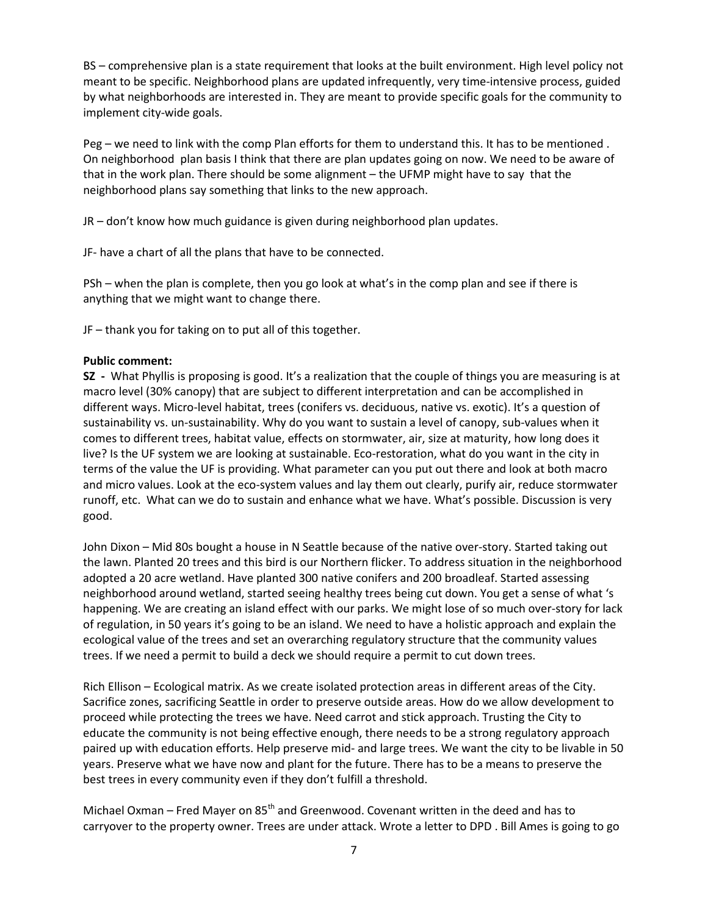BS – comprehensive plan is a state requirement that looks at the built environment. High level policy not meant to be specific. Neighborhood plans are updated infrequently, very time-intensive process, guided by what neighborhoods are interested in. They are meant to provide specific goals for the community to implement city-wide goals.

Peg – we need to link with the comp Plan efforts for them to understand this. It has to be mentioned . On neighborhood plan basis I think that there are plan updates going on now. We need to be aware of that in the work plan. There should be some alignment – the UFMP might have to say that the neighborhood plans say something that links to the new approach.

JR – don't know how much guidance is given during neighborhood plan updates.

JF- have a chart of all the plans that have to be connected.

PSh – when the plan is complete, then you go look at what's in the comp plan and see if there is anything that we might want to change there.

JF – thank you for taking on to put all of this together.

**Public comment:**

**SZ -** What Phyllis is proposing is good. It's a realization that the couple of things you are measuring is at macro level (30% canopy) that are subject to different interpretation and can be accomplished in different ways. Micro-level habitat, trees (conifers vs. deciduous, native vs. exotic). It's a question of sustainability vs. un-sustainability. Why do you want to sustain a level of canopy, sub-values when it comes to different trees, habitat value, effects on stormwater, air, size at maturity, how long does it live? Is the UF system we are looking at sustainable. Eco-restoration, what do you want in the city in terms of the value the UF is providing. What parameter can you put out there and look at both macro and micro values. Look at the eco-system values and lay them out clearly, purify air, reduce stormwater runoff, etc. What can we do to sustain and enhance what we have. What's possible. Discussion is very good.

John Dixon – Mid 80s bought a house in N Seattle because of the native over-story. Started taking out the lawn. Planted 20 trees and this bird is our Northern flicker. To address situation in the neighborhood adopted a 20 acre wetland. Have planted 300 native conifers and 200 broadleaf. Started assessing neighborhood around wetland, started seeing healthy trees being cut down. You get a sense of what 's happening. We are creating an island effect with our parks. We might lose of so much over-story for lack of regulation, in 50 years it's going to be an island. We need to have a holistic approach and explain the ecological value of the trees and set an overarching regulatory structure that the community values trees. If we need a permit to build a deck we should require a permit to cut down trees.

Rich Ellison – Ecological matrix. As we create isolated protection areas in different areas of the City. Sacrifice zones, sacrificing Seattle in order to preserve outside areas. How do we allow development to proceed while protecting the trees we have. Need carrot and stick approach. Trusting the City to educate the community is not being effective enough, there needs to be a strong regulatory approach paired up with education efforts. Help preserve mid- and large trees. We want the city to be livable in 50 years. Preserve what we have now and plant for the future. There has to be a means to preserve the best trees in every community even if they don't fulfill a threshold.

Michael Oxman – Fred Mayer on 85th and Greenwood. Covenant written in the deed and has to carryover to the property owner. Trees are under attack. Wrote a letter to DPD . Bill Ames is going to go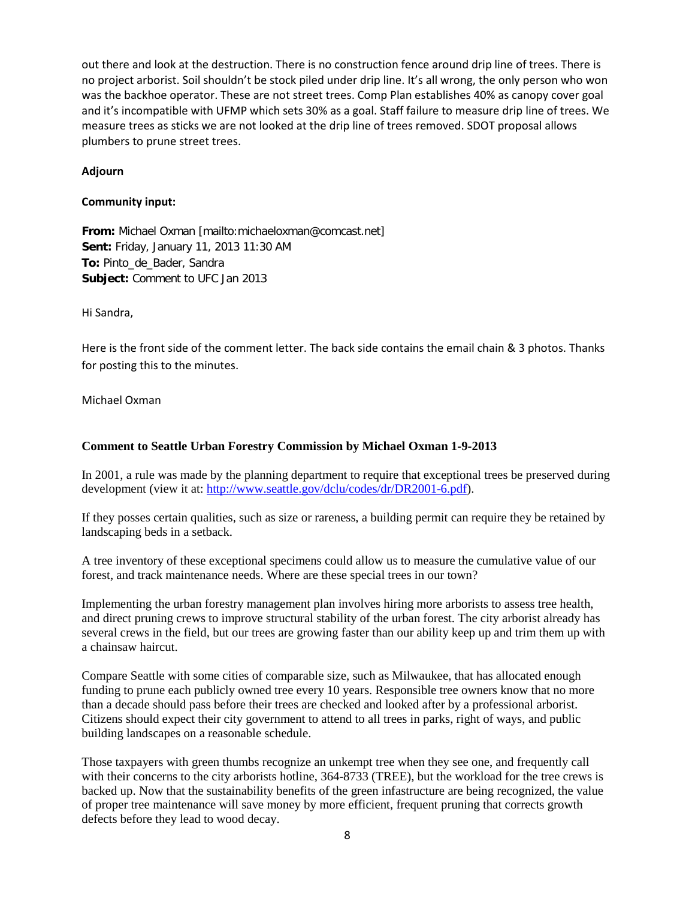out there and look at the destruction. There is no construction fence around drip line of trees. There is no project arborist. Soil shouldn't be stock piled under drip line. It's all wrong, the only person who won was the backhoe operator. These are not street trees. Comp Plan establishes 40% as canopy cover goal and it's incompatible with UFMP which sets 30% as a goal. Staff failure to measure drip line of trees. We measure trees as sticks we are not looked at the drip line of trees removed. SDOT proposal allows plumbers to prune street trees.

**Adjourn**

**Community input:**

**From:** Michael Oxman [mailto:michaeloxman@comcast.net]
**Sent:** Friday, January 11, 2013 11:30 AM
**To:** Pinto_de_Bader, Sandra
**Subject:** Comment to UFC Jan 2013

Hi Sandra,

Here is the front side of the comment letter. The back side contains the email chain & 3 photos. Thanks for posting this to the minutes.

Michael Oxman

**Comment to Seattle Urban Forestry Commission by Michael Oxman 1-9-2013**

In 2001, a rule was made by the planning department to require that exceptional trees be preserved during development (view it at: http://www.seattle.gov/dclu/codes/dr/DR2001-6.pdf).

If they posses certain qualities, such as size or rareness, a building permit can require they be retained by landscaping beds in a setback.

A tree inventory of these exceptional specimens could allow us to measure the cumulative value of our forest, and track maintenance needs. Where are these special trees in our town?

Implementing the urban forestry management plan involves hiring more arborists to assess tree health, and direct pruning crews to improve structural stability of the urban forest. The city arborist already has several crews in the field, but our trees are growing faster than our ability keep up and trim them up with a chainsaw haircut.

Compare Seattle with some cities of comparable size, such as Milwaukee, that has allocated enough funding to prune each publicly owned tree every 10 years. Responsible tree owners know that no more than a decade should pass before their trees are checked and looked after by a professional arborist. Citizens should expect their city government to attend to all trees in parks, right of ways, and public building landscapes on a reasonable schedule.

Those taxpayers with green thumbs recognize an unkempt tree when they see one, and frequently call with their concerns to the city arborists hotline, 364-8733 (TREE), but the workload for the tree crews is backed up. Now that the sustainability benefits of the green infastructure are being recognized, the value of proper tree maintenance will save money by more efficient, frequent pruning that corrects growth defects before they lead to wood decay.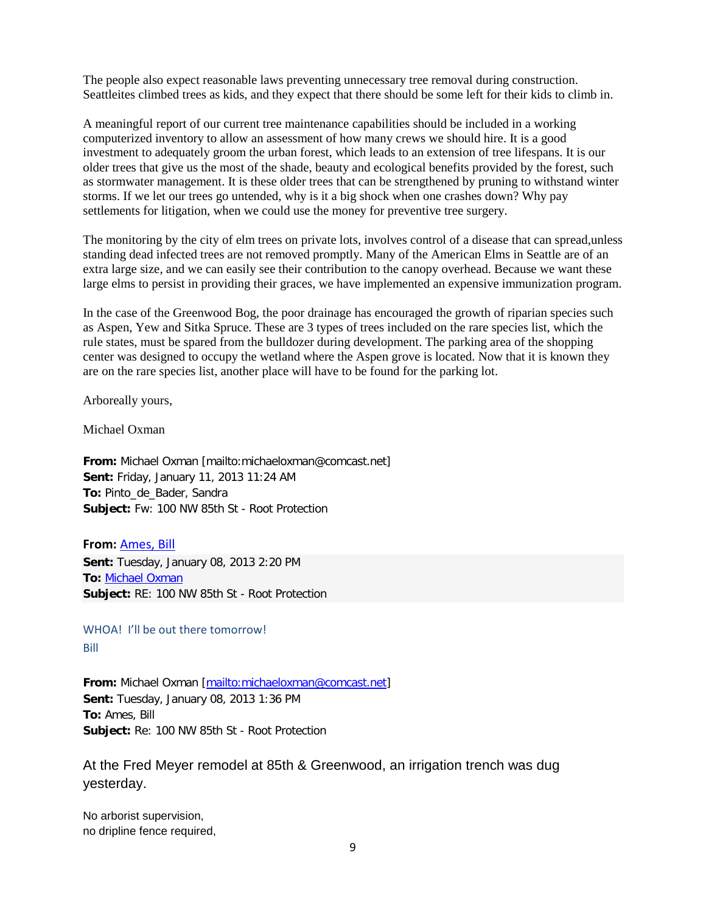The people also expect reasonable laws preventing unnecessary tree removal during construction. Seattleites climbed trees as kids, and they expect that there should be some left for their kids to climb in.

A meaningful report of our current tree maintenance capabilities should be included in a working computerized inventory to allow an assessment of how many crews we should hire. It is a good investment to adequately groom the urban forest, which leads to an extension of tree lifespans. It is our older trees that give us the most of the shade, beauty and ecological benefits provided by the forest, such as stormwater management. It is these older trees that can be strengthened by pruning to withstand winter storms. If we let our trees go untended, why is it a big shock when one crashes down? Why pay settlements for litigation, when we could use the money for preventive tree surgery.

The monitoring by the city of elm trees on private lots, involves control of a disease that can spread,unless standing dead infected trees are not removed promptly. Many of the American Elms in Seattle are of an extra large size, and we can easily see their contribution to the canopy overhead. Because we want these large elms to persist in providing their graces, we have implemented an expensive immunization program.

In the case of the Greenwood Bog, the poor drainage has encouraged the growth of riparian species such as Aspen, Yew and Sitka Spruce. These are 3 types of trees included on the rare species list, which the rule states, must be spared from the bulldozer during development. The parking area of the shopping center was designed to occupy the wetland where the Aspen grove is located. Now that it is known they are on the rare species list, another place will have to be found for the parking lot.

Arboreally yours,

Michael Oxman

**From:** Michael Oxman [mailto:michaeloxman@comcast.net]
**Sent:** Friday, January 11, 2013 11:24 AM
**To:** Pinto_de_Bader, Sandra
**Subject:** Fw: 100 NW 85th St - Root Protection

**From:** Ames, Bill
**Sent:** Tuesday, January 08, 2013 2:20 PM
**To:** Michael Oxman
**Subject:** RE: 100 NW 85th St - Root Protection

WHOA! I'll be out there tomorrow!
Bill

**From:** Michael Oxman [mailto:michaeloxman@comcast.net]
**Sent:** Tuesday, January 08, 2013 1:36 PM
**To:** Ames, Bill
**Subject:** Re: 100 NW 85th St - Root Protection

At the Fred Meyer remodel at 85th & Greenwood, an irrigation trench was dug yesterday.

No arborist supervision,
no dripline fence required,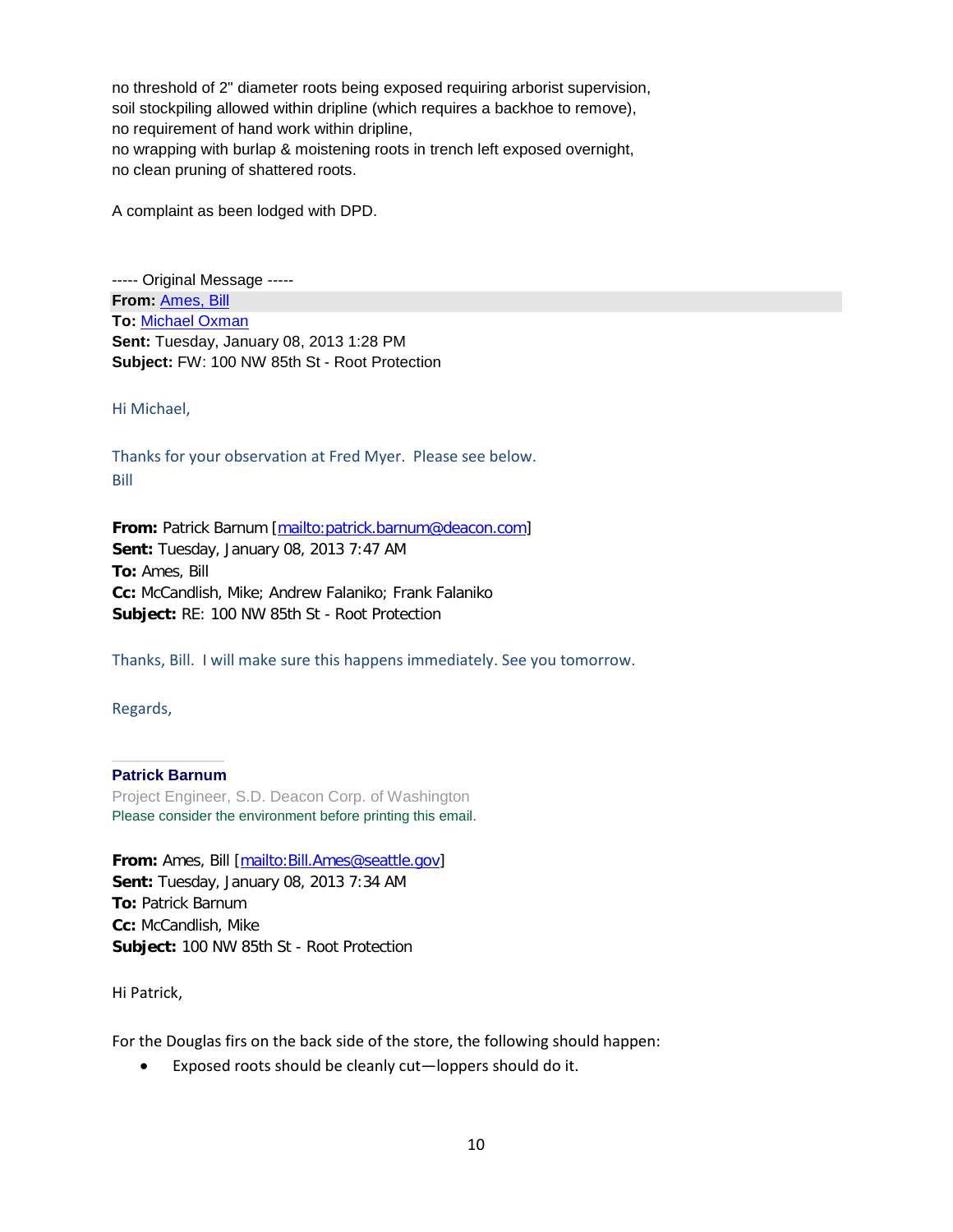no threshold of 2" diameter roots being exposed requiring arborist supervision,
soil stockpiling allowed within dripline (which requires a backhoe to remove),
no requirement of hand work within dripline,
no wrapping with burlap & moistening roots in trench left exposed overnight,
no clean pruning of shattered roots.

A complaint as been lodged with DPD.

----- Original Message -----
**From:** Ames, Bill
**To:** Michael Oxman
**Sent:** Tuesday, January 08, 2013 1:28 PM
**Subject:** FW: 100 NW 85th St - Root Protection

Hi Michael,

Thanks for your observation at Fred Myer. Please see below.
Bill

**From:** Patrick Barnum [mailto:patrick.barnum@deacon.com]
**Sent:** Tuesday, January 08, 2013 7:47 AM
**To:** Ames, Bill
**Cc:** McCandlish, Mike; Andrew Falaniko; Frank Falaniko
**Subject:** RE: 100 NW 85th St - Root Protection

Thanks, Bill. I will make sure this happens immediately. See you tomorrow.

Regards,

**Patrick Barnum**
Project Engineer, S.D. Deacon Corp. of Washington
Please consider the environment before printing this email.

**From:** Ames, Bill [mailto:Bill.Ames@seattle.gov]
**Sent:** Tuesday, January 08, 2013 7:34 AM
**To:** Patrick Barnum
**Cc:** McCandlish, Mike
**Subject:** 100 NW 85th St - Root Protection

Hi Patrick,

For the Douglas firs on the back side of the store, the following should happen:

- Exposed roots should be cleanly cut—loppers should do it.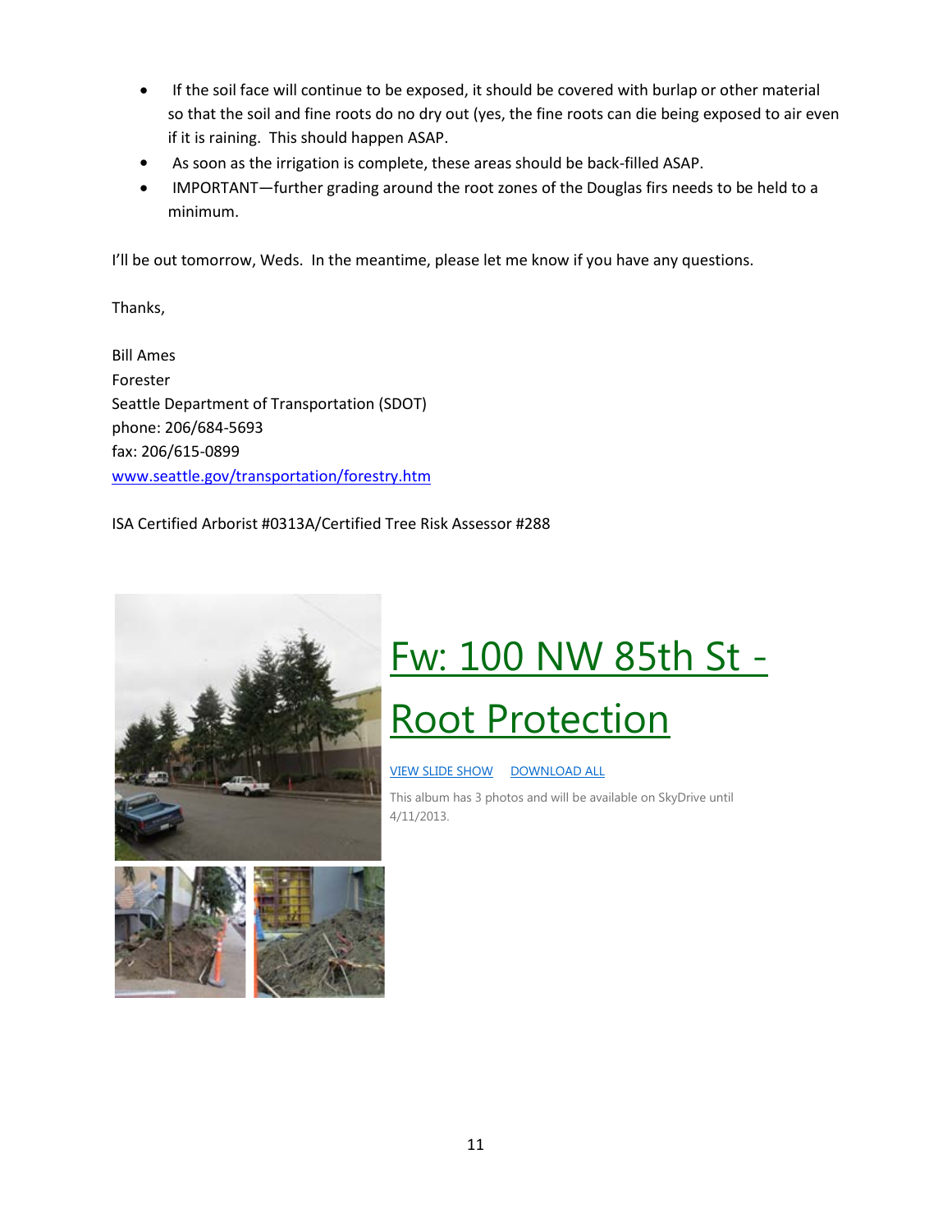- If the soil face will continue to be exposed, it should be covered with burlap or other material so that the soil and fine roots do no dry out (yes, the fine roots can die being exposed to air even if it is raining. This should happen ASAP.
- As soon as the irrigation is complete, these areas should be back-filled ASAP.
- IMPORTANT—further grading around the root zones of the Douglas firs needs to be held to a minimum.

I'll be out tomorrow, Weds. In the meantime, please let me know if you have any questions.

Thanks,

Bill Ames
Forester
Seattle Department of Transportation (SDOT)
phone: 206/684-5693
fax: 206/615-0899
www.seattle.gov/transportation/forestry.htm

ISA Certified Arborist #0313A/Certified Tree Risk Assessor #288

# Fw: 100 NW 85th St - Root Protection

VIEW SLIDE SHOW DOWNLOAD ALL

This album has 3 photos and will be available on SkyDrive until 4/11/2013.